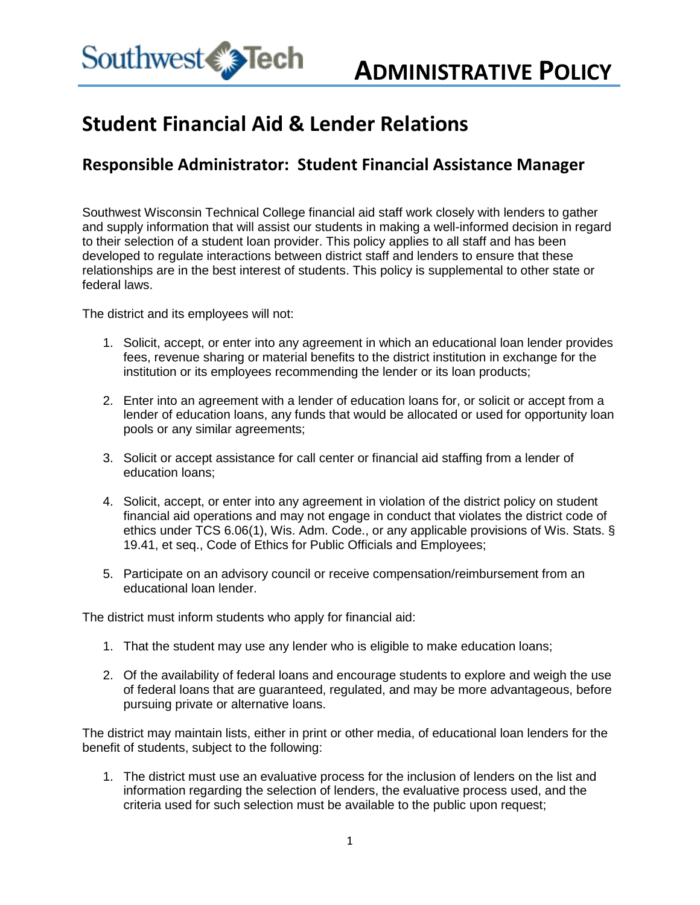# ADMINISTRATIVE POLICY

# Student Financial Aid & Lender Relations

## Responsible Administrator: Student Financial Assistance Manager

Southwest Wisconsin Technical College financial aid staff work closely with lenders to gather and supply information that will assist our students in making a well-informed decision in regard to their selection of a student loan provider. This policy applies to all staff and has been developed to regulate interactions between district staff and lenders to ensure that these relationships are in the best interest of students. This policy is supplemental to other state or federal laws.

The district and its employees will not:

1. Solicit, accept, or enter into any agreement in which an educational loan lender provides fees, revenue sharing or material benefits to the district institution in exchange for the institution or its employees recommending the lender or its loan products;

2. Enter into an agreement with a lender of education loans for, or solicit or accept from a lender of education loans, any funds that would be allocated or used for opportunity loan pools or any similar agreements;

3. Solicit or accept assistance for call center or financial aid staffing from a lender of education loans;

4. Solicit, accept, or enter into any agreement in violation of the district policy on student financial aid operations and may not engage in conduct that violates the district code of ethics under TCS 6.06(1), Wis. Adm. Code., or any applicable provisions of Wis. Stats. § 19.41, et seq., Code of Ethics for Public Officials and Employees;

5. Participate on an advisory council or receive compensation/reimbursement from an educational loan lender.

The district must inform students who apply for financial aid:

1. That the student may use any lender who is eligible to make education loans;

2. Of the availability of federal loans and encourage students to explore and weigh the use of federal loans that are guaranteed, regulated, and may be more advantageous, before pursuing private or alternative loans.

The district may maintain lists, either in print or other media, of educational loan lenders for the benefit of students, subject to the following:

1. The district must use an evaluative process for the inclusion of lenders on the list and information regarding the selection of lenders, the evaluative process used, and the criteria used for such selection must be available to the public upon request;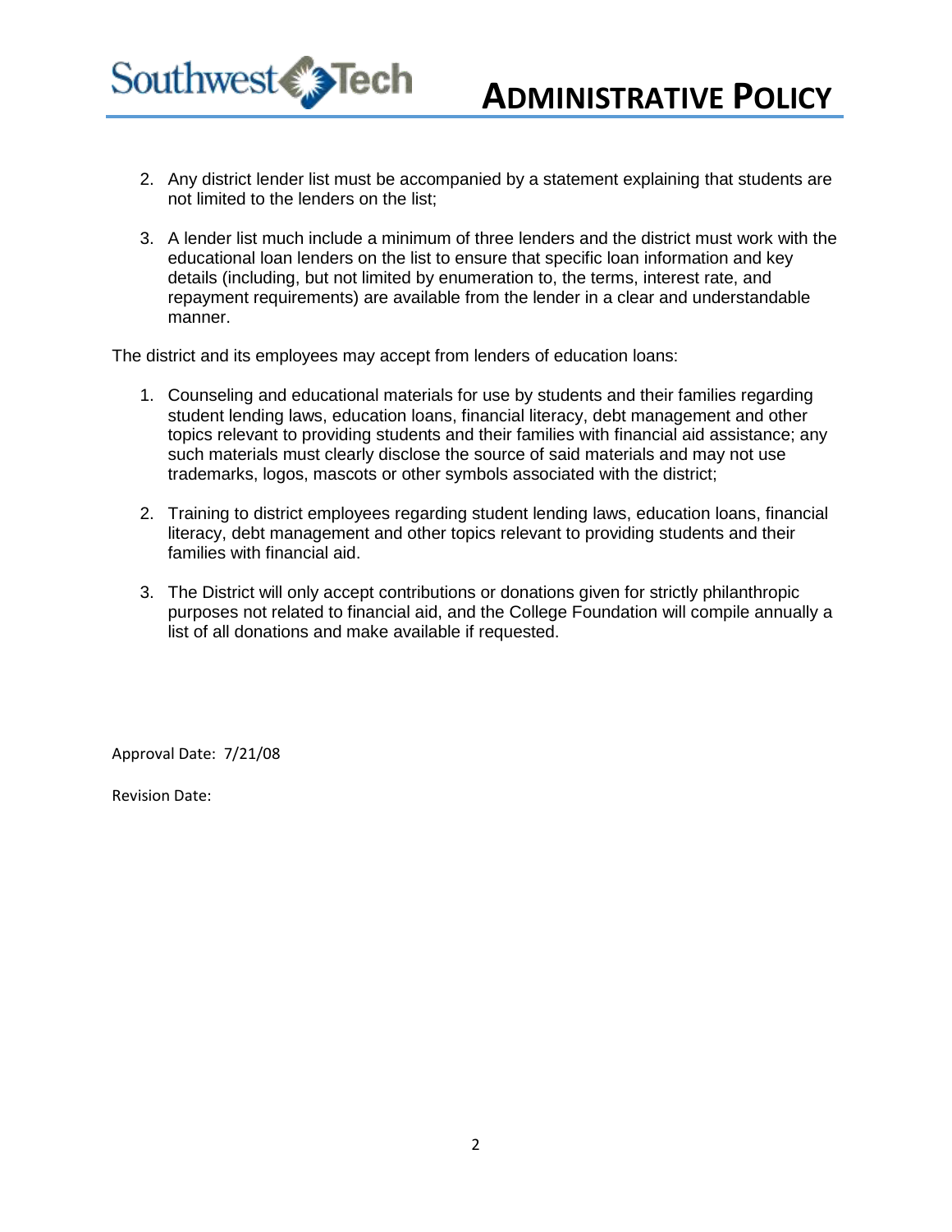2. Any district lender list must be accompanied by a statement explaining that students are not limited to the lenders on the list;

3. A lender list much include a minimum of three lenders and the district must work with the educational loan lenders on the list to ensure that specific loan information and key details (including, but not limited by enumeration to, the terms, interest rate, and repayment requirements) are available from the lender in a clear and understandable manner.

The district and its employees may accept from lenders of education loans:

1. Counseling and educational materials for use by students and their families regarding student lending laws, education loans, financial literacy, debt management and other topics relevant to providing students and their families with financial aid assistance; any such materials must clearly disclose the source of said materials and may not use trademarks, logos, mascots or other symbols associated with the district;

2. Training to district employees regarding student lending laws, education loans, financial literacy, debt management and other topics relevant to providing students and their families with financial aid.

3. The District will only accept contributions or donations given for strictly philanthropic purposes not related to financial aid, and the College Foundation will compile annually a list of all donations and make available if requested.

Approval Date: 7/21/08

Revision Date: